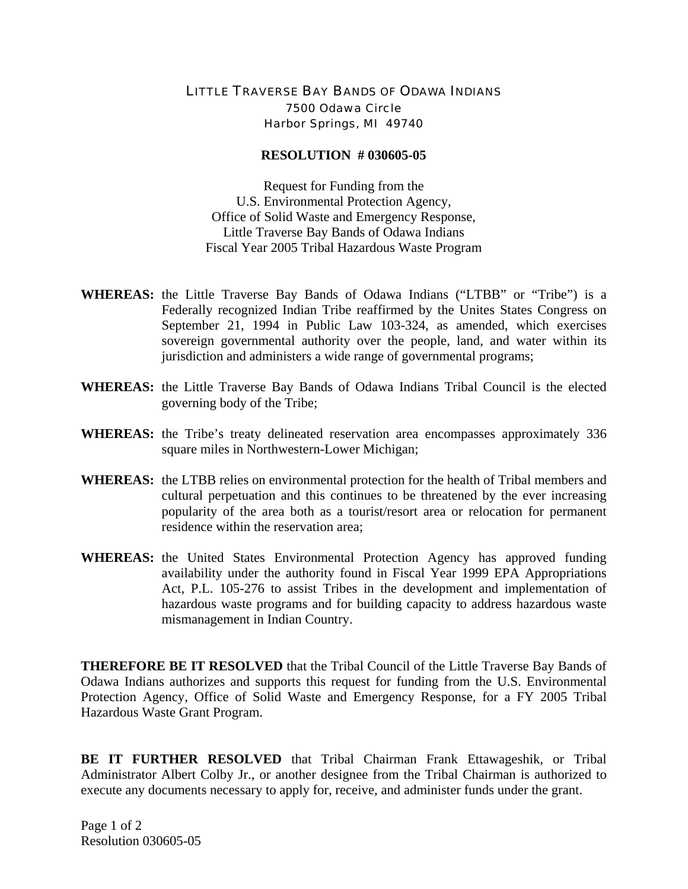LITTLE TRAVERSE BAY BANDS OF ODAWA INDIANS
7500 Odawa Circle
Harbor Springs, MI 49740

**RESOLUTION # 030605-05**

Request for Funding from the
U.S. Environmental Protection Agency,
Office of Solid Waste and Emergency Response,
Little Traverse Bay Bands of Odawa Indians
Fiscal Year 2005 Tribal Hazardous Waste Program

**WHEREAS:** the Little Traverse Bay Bands of Odawa Indians ("LTBB" or "Tribe") is a Federally recognized Indian Tribe reaffirmed by the Unites States Congress on September 21, 1994 in Public Law 103-324, as amended, which exercises sovereign governmental authority over the people, land, and water within its jurisdiction and administers a wide range of governmental programs;

**WHEREAS:** the Little Traverse Bay Bands of Odawa Indians Tribal Council is the elected governing body of the Tribe;

**WHEREAS:** the Tribe's treaty delineated reservation area encompasses approximately 336 square miles in Northwestern-Lower Michigan;

**WHEREAS:** the LTBB relies on environmental protection for the health of Tribal members and cultural perpetuation and this continues to be threatened by the ever increasing popularity of the area both as a tourist/resort area or relocation for permanent residence within the reservation area;

**WHEREAS:** the United States Environmental Protection Agency has approved funding availability under the authority found in Fiscal Year 1999 EPA Appropriations Act, P.L. 105-276 to assist Tribes in the development and implementation of hazardous waste programs and for building capacity to address hazardous waste mismanagement in Indian Country.

**THEREFORE BE IT RESOLVED** that the Tribal Council of the Little Traverse Bay Bands of Odawa Indians authorizes and supports this request for funding from the U.S. Environmental Protection Agency, Office of Solid Waste and Emergency Response, for a FY 2005 Tribal Hazardous Waste Grant Program.

**BE IT FURTHER RESOLVED** that Tribal Chairman Frank Ettawageshik, or Tribal Administrator Albert Colby Jr., or another designee from the Tribal Chairman is authorized to execute any documents necessary to apply for, receive, and administer funds under the grant.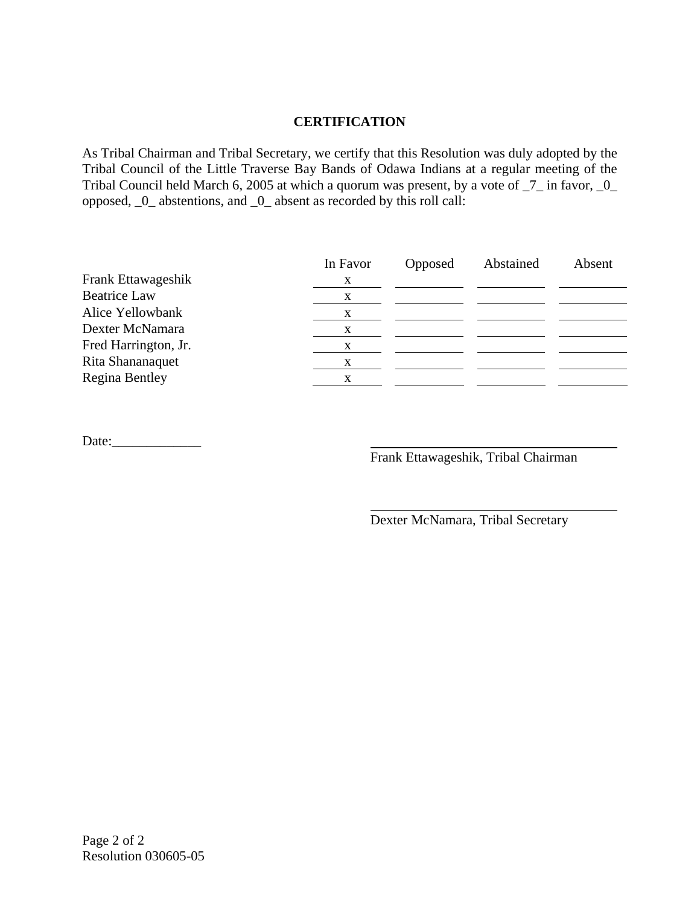**CERTIFICATION**

As Tribal Chairman and Tribal Secretary, we certify that this Resolution was duly adopted by the Tribal Council of the Little Traverse Bay Bands of Odawa Indians at a regular meeting of the Tribal Council held March 6, 2005 at which a quorum was present, by a vote of _7_ in favor, _0_ opposed, _0_ abstentions, and _0_ absent as recorded by this roll call:

| | In Favor | Opposed | Abstained | Absent |
|---|---|---|---|---|
| Frank Ettawageshik | x | | | |
| Beatrice Law | x | | | |
| Alice Yellowbank | x | | | |
| Dexter McNamara | x | | | |
| Fred Harrington, Jr. | x | | | |
| Rita Shananaquet | x | | | |
| Regina Bentley | x | | | |

Date:_____________

_________________________________
Frank Ettawageshik, Tribal Chairman

_________________________________
Dexter McNamara, Tribal Secretary

Resolution 030605-05